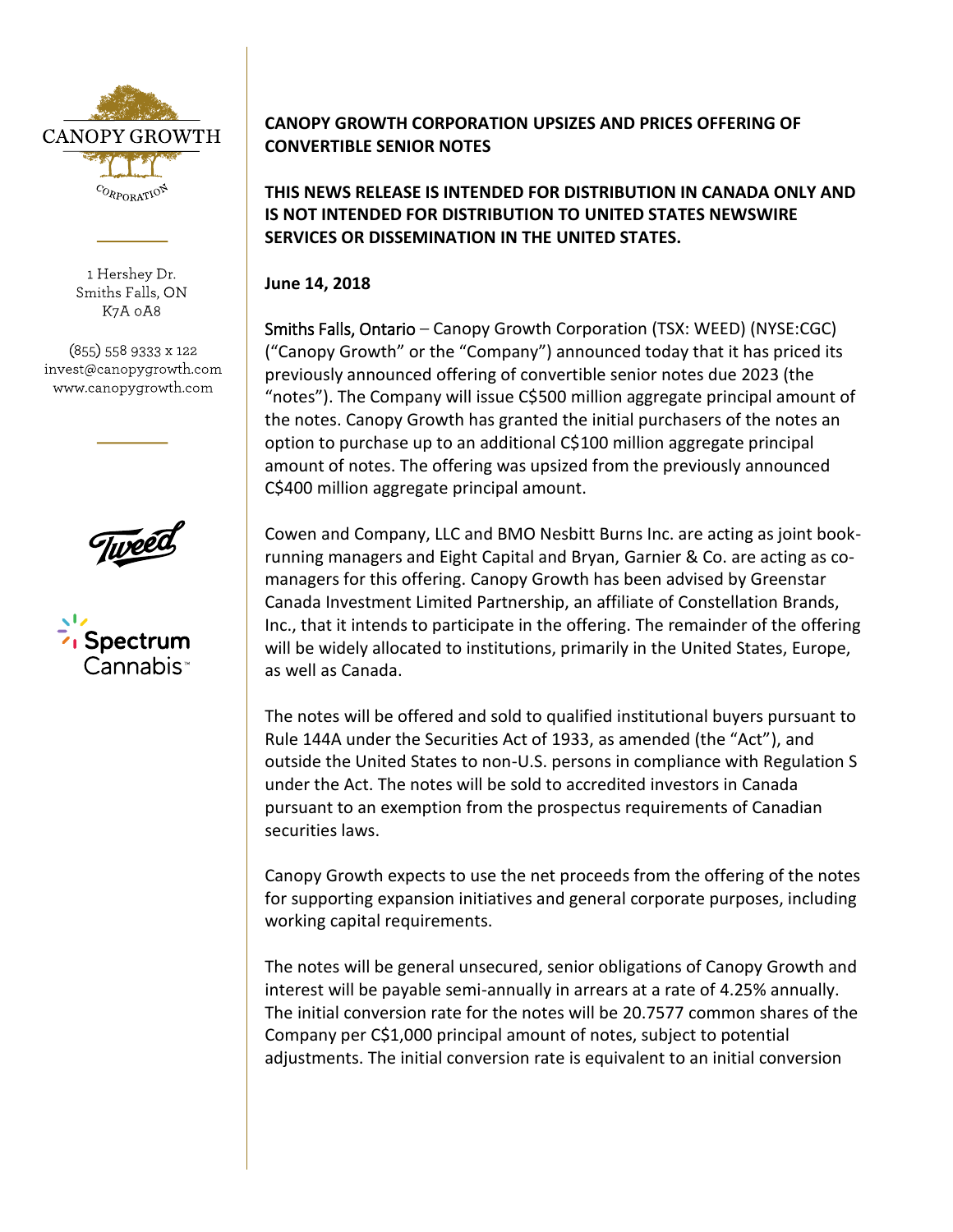1 Hershey Dr.
Smiths Falls, ON
K7A 0A8

(855) 558 9333 x 122
invest@canopygrowth.com
www.canopygrowth.com

**CANOPY GROWTH CORPORATION UPSIZES AND PRICES OFFERING OF CONVERTIBLE SENIOR NOTES**

**THIS NEWS RELEASE IS INTENDED FOR DISTRIBUTION IN CANADA ONLY AND IS NOT INTENDED FOR DISTRIBUTION TO UNITED STATES NEWSWIRE SERVICES OR DISSEMINATION IN THE UNITED STATES.**

**June 14, 2018**

Smiths Falls, Ontario – Canopy Growth Corporation (TSX: WEED) (NYSE:CGC) ("Canopy Growth" or the "Company") announced today that it has priced its previously announced offering of convertible senior notes due 2023 (the "notes"). The Company will issue C$500 million aggregate principal amount of the notes. Canopy Growth has granted the initial purchasers of the notes an option to purchase up to an additional C$100 million aggregate principal amount of notes. The offering was upsized from the previously announced C$400 million aggregate principal amount.

Cowen and Company, LLC and BMO Nesbitt Burns Inc. are acting as joint book-running managers and Eight Capital and Bryan, Garnier & Co. are acting as co-managers for this offering. Canopy Growth has been advised by Greenstar Canada Investment Limited Partnership, an affiliate of Constellation Brands, Inc., that it intends to participate in the offering. The remainder of the offering will be widely allocated to institutions, primarily in the United States, Europe, as well as Canada.

The notes will be offered and sold to qualified institutional buyers pursuant to Rule 144A under the Securities Act of 1933, as amended (the "Act"), and outside the United States to non-U.S. persons in compliance with Regulation S under the Act. The notes will be sold to accredited investors in Canada pursuant to an exemption from the prospectus requirements of Canadian securities laws.

Canopy Growth expects to use the net proceeds from the offering of the notes for supporting expansion initiatives and general corporate purposes, including working capital requirements.

The notes will be general unsecured, senior obligations of Canopy Growth and interest will be payable semi-annually in arrears at a rate of 4.25% annually. The initial conversion rate for the notes will be 20.7577 common shares of the Company per C$1,000 principal amount of notes, subject to potential adjustments. The initial conversion rate is equivalent to an initial conversion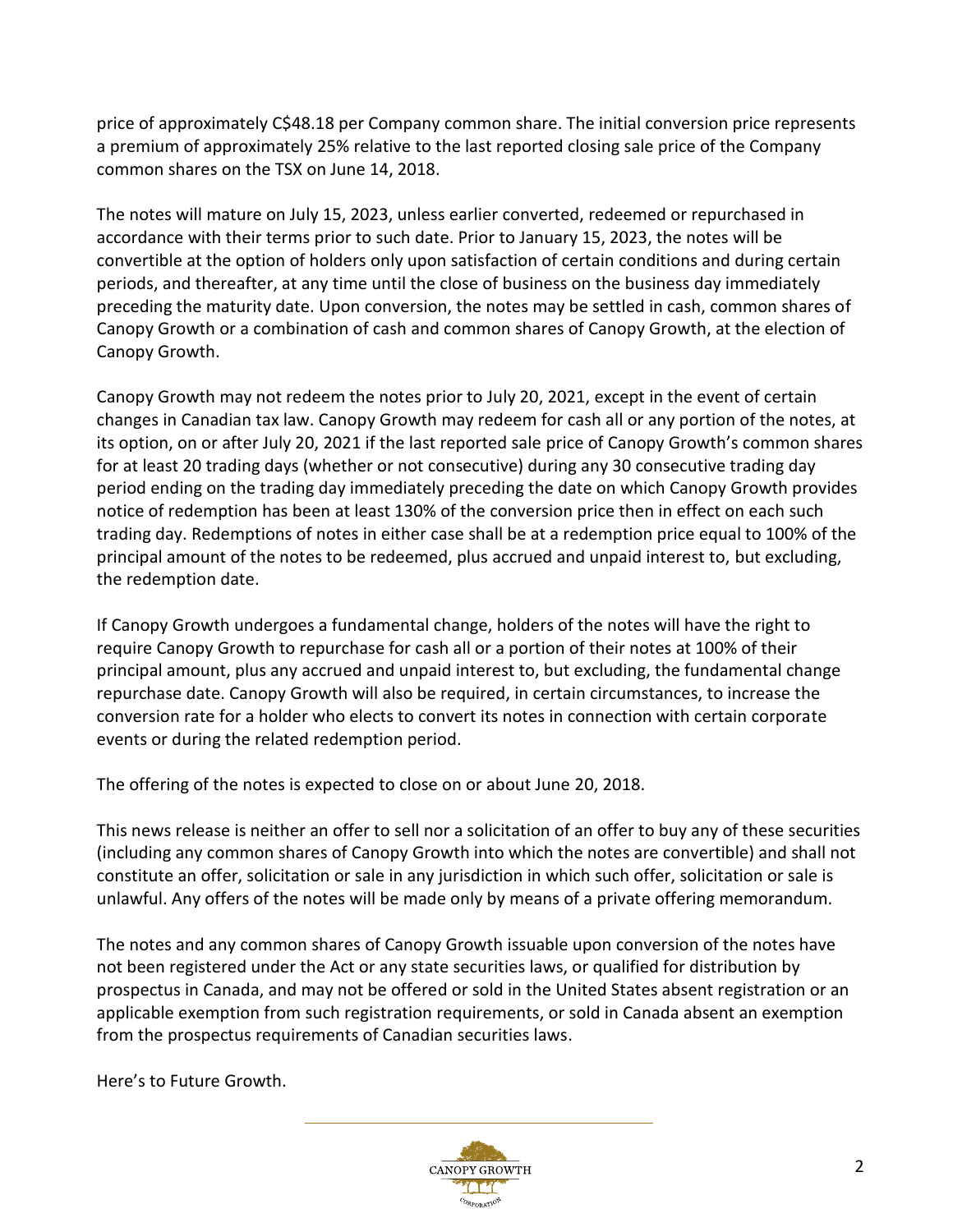price of approximately C$48.18 per Company common share. The initial conversion price represents a premium of approximately 25% relative to the last reported closing sale price of the Company common shares on the TSX on June 14, 2018.

The notes will mature on July 15, 2023, unless earlier converted, redeemed or repurchased in accordance with their terms prior to such date. Prior to January 15, 2023, the notes will be convertible at the option of holders only upon satisfaction of certain conditions and during certain periods, and thereafter, at any time until the close of business on the business day immediately preceding the maturity date. Upon conversion, the notes may be settled in cash, common shares of Canopy Growth or a combination of cash and common shares of Canopy Growth, at the election of Canopy Growth.

Canopy Growth may not redeem the notes prior to July 20, 2021, except in the event of certain changes in Canadian tax law. Canopy Growth may redeem for cash all or any portion of the notes, at its option, on or after July 20, 2021 if the last reported sale price of Canopy Growth's common shares for at least 20 trading days (whether or not consecutive) during any 30 consecutive trading day period ending on the trading day immediately preceding the date on which Canopy Growth provides notice of redemption has been at least 130% of the conversion price then in effect on each such trading day. Redemptions of notes in either case shall be at a redemption price equal to 100% of the principal amount of the notes to be redeemed, plus accrued and unpaid interest to, but excluding, the redemption date.

If Canopy Growth undergoes a fundamental change, holders of the notes will have the right to require Canopy Growth to repurchase for cash all or a portion of their notes at 100% of their principal amount, plus any accrued and unpaid interest to, but excluding, the fundamental change repurchase date. Canopy Growth will also be required, in certain circumstances, to increase the conversion rate for a holder who elects to convert its notes in connection with certain corporate events or during the related redemption period.

The offering of the notes is expected to close on or about June 20, 2018.

This news release is neither an offer to sell nor a solicitation of an offer to buy any of these securities (including any common shares of Canopy Growth into which the notes are convertible) and shall not constitute an offer, solicitation or sale in any jurisdiction in which such offer, solicitation or sale is unlawful. Any offers of the notes will be made only by means of a private offering memorandum.

The notes and any common shares of Canopy Growth issuable upon conversion of the notes have not been registered under the Act or any state securities laws, or qualified for distribution by prospectus in Canada, and may not be offered or sold in the United States absent registration or an applicable exemption from such registration requirements, or sold in Canada absent an exemption from the prospectus requirements of Canadian securities laws.

Here's to Future Growth.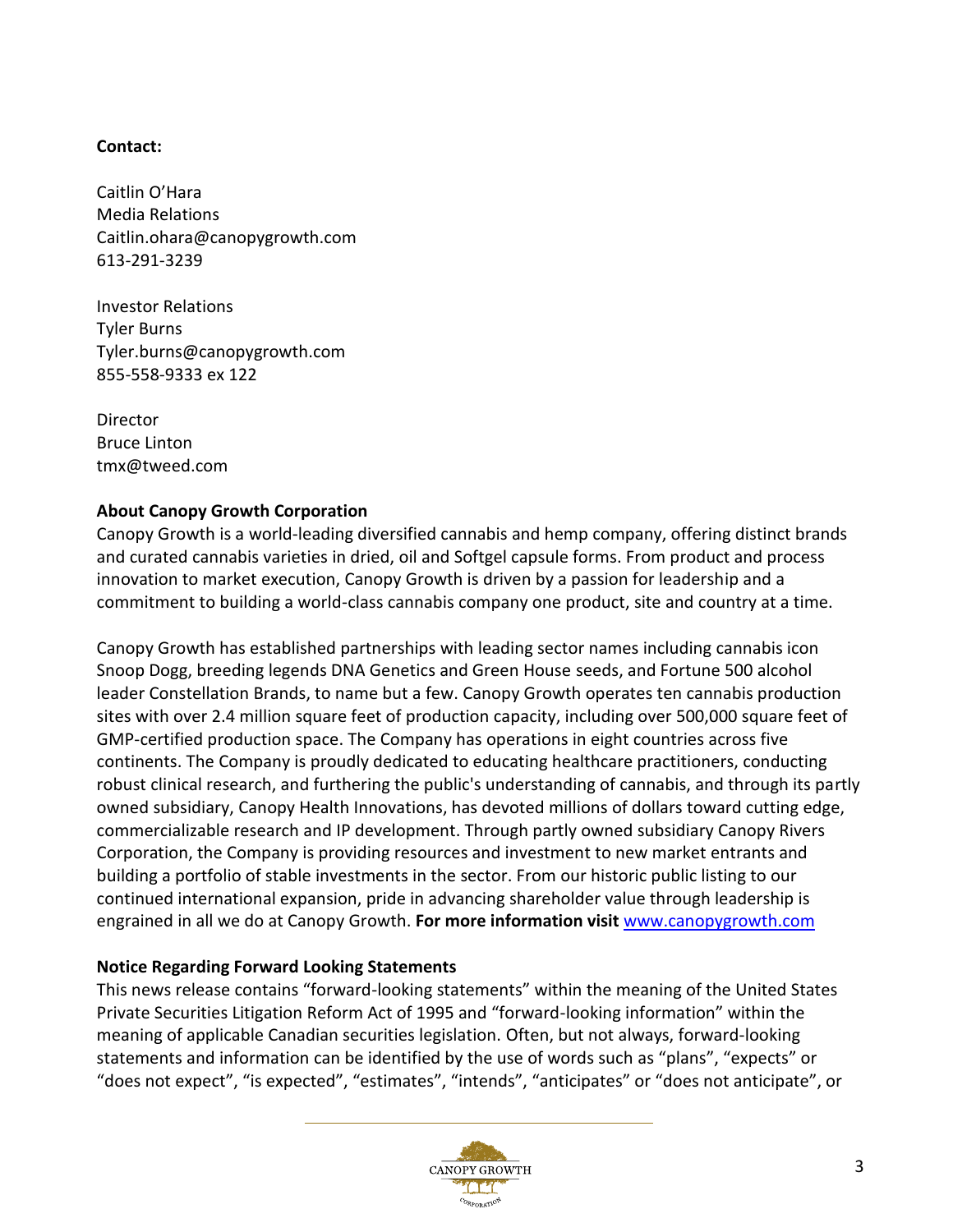**Contact:**

Caitlin O'Hara
Media Relations
Caitlin.ohara@canopygrowth.com
613-291-3239

Investor Relations
Tyler Burns
Tyler.burns@canopygrowth.com
855-558-9333 ex 122

Director
Bruce Linton
tmx@tweed.com

**About Canopy Growth Corporation**
Canopy Growth is a world-leading diversified cannabis and hemp company, offering distinct brands and curated cannabis varieties in dried, oil and Softgel capsule forms. From product and process innovation to market execution, Canopy Growth is driven by a passion for leadership and a commitment to building a world-class cannabis company one product, site and country at a time.

Canopy Growth has established partnerships with leading sector names including cannabis icon Snoop Dogg, breeding legends DNA Genetics and Green House seeds, and Fortune 500 alcohol leader Constellation Brands, to name but a few. Canopy Growth operates ten cannabis production sites with over 2.4 million square feet of production capacity, including over 500,000 square feet of GMP-certified production space. The Company has operations in eight countries across five continents. The Company is proudly dedicated to educating healthcare practitioners, conducting robust clinical research, and furthering the public's understanding of cannabis, and through its partly owned subsidiary, Canopy Health Innovations, has devoted millions of dollars toward cutting edge, commercializable research and IP development. Through partly owned subsidiary Canopy Rivers Corporation, the Company is providing resources and investment to new market entrants and building a portfolio of stable investments in the sector. From our historic public listing to our continued international expansion, pride in advancing shareholder value through leadership is engrained in all we do at Canopy Growth. **For more information visit** www.canopygrowth.com

**Notice Regarding Forward Looking Statements**
This news release contains "forward-looking statements" within the meaning of the United States Private Securities Litigation Reform Act of 1995 and "forward-looking information" within the meaning of applicable Canadian securities legislation. Often, but not always, forward-looking statements and information can be identified by the use of words such as "plans", "expects" or "does not expect", "is expected", "estimates", "intends", "anticipates" or "does not anticipate", or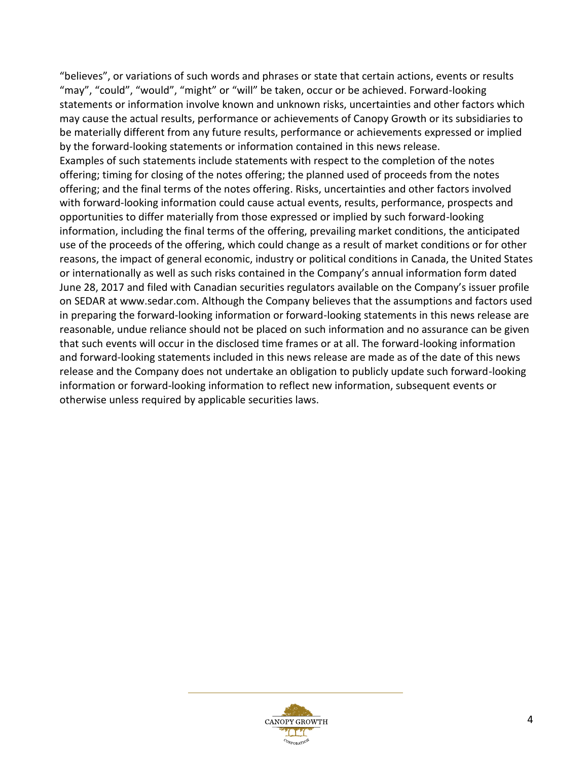"believes", or variations of such words and phrases or state that certain actions, events or results "may", "could", "would", "might" or "will" be taken, occur or be achieved. Forward-looking statements or information involve known and unknown risks, uncertainties and other factors which may cause the actual results, performance or achievements of Canopy Growth or its subsidiaries to be materially different from any future results, performance or achievements expressed or implied by the forward-looking statements or information contained in this news release.

Examples of such statements include statements with respect to the completion of the notes offering; timing for closing of the notes offering; the planned used of proceeds from the notes offering; and the final terms of the notes offering. Risks, uncertainties and other factors involved with forward-looking information could cause actual events, results, performance, prospects and opportunities to differ materially from those expressed or implied by such forward-looking information, including the final terms of the offering, prevailing market conditions, the anticipated use of the proceeds of the offering, which could change as a result of market conditions or for other reasons, the impact of general economic, industry or political conditions in Canada, the United States or internationally as well as such risks contained in the Company's annual information form dated June 28, 2017 and filed with Canadian securities regulators available on the Company's issuer profile on SEDAR at www.sedar.com. Although the Company believes that the assumptions and factors used in preparing the forward-looking information or forward-looking statements in this news release are reasonable, undue reliance should not be placed on such information and no assurance can be given that such events will occur in the disclosed time frames or at all. The forward-looking information and forward-looking statements included in this news release are made as of the date of this news release and the Company does not undertake an obligation to publicly update such forward-looking information or forward-looking information to reflect new information, subsequent events or otherwise unless required by applicable securities laws.